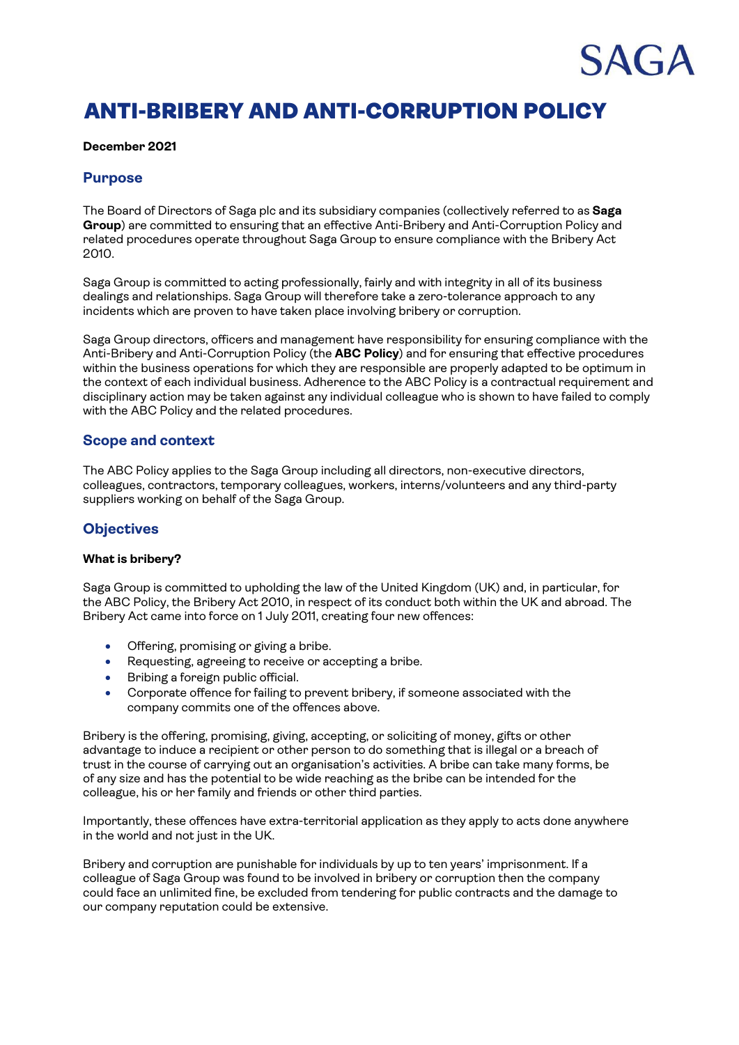SAGA

# ANTI-BRIBERY AND ANTI-CORRUPTION POLICY

**December 2021**

## Purpose

The Board of Directors of Saga plc and its subsidiary companies (collectively referred to as **Saga Group**) are committed to ensuring that an effective Anti-Bribery and Anti-Corruption Policy and related procedures operate throughout Saga Group to ensure compliance with the Bribery Act 2010.

Saga Group is committed to acting professionally, fairly and with integrity in all of its business dealings and relationships. Saga Group will therefore take a zero-tolerance approach to any incidents which are proven to have taken place involving bribery or corruption.

Saga Group directors, officers and management have responsibility for ensuring compliance with the Anti-Bribery and Anti-Corruption Policy (the **ABC Policy**) and for ensuring that effective procedures within the business operations for which they are responsible are properly adapted to be optimum in the context of each individual business. Adherence to the ABC Policy is a contractual requirement and disciplinary action may be taken against any individual colleague who is shown to have failed to comply with the ABC Policy and the related procedures.

## Scope and context

The ABC Policy applies to the Saga Group including all directors, non-executive directors, colleagues, contractors, temporary colleagues, workers, interns/volunteers and any third-party suppliers working on behalf of the Saga Group.

## Objectives

### What is bribery?

Saga Group is committed to upholding the law of the United Kingdom (UK) and, in particular, for the ABC Policy, the Bribery Act 2010, in respect of its conduct both within the UK and abroad. The Bribery Act came into force on 1 July 2011, creating four new offences:

- Offering, promising or giving a bribe.
- Requesting, agreeing to receive or accepting a bribe.
- Bribing a foreign public official.
- Corporate offence for failing to prevent bribery, if someone associated with the company commits one of the offences above.

Bribery is the offering, promising, giving, accepting, or soliciting of money, gifts or other advantage to induce a recipient or other person to do something that is illegal or a breach of trust in the course of carrying out an organisation's activities. A bribe can take many forms, be of any size and has the potential to be wide reaching as the bribe can be intended for the colleague, his or her family and friends or other third parties.

Importantly, these offences have extra-territorial application as they apply to acts done anywhere in the world and not just in the UK.

Bribery and corruption are punishable for individuals by up to ten years' imprisonment. If a colleague of Saga Group was found to be involved in bribery or corruption then the company could face an unlimited fine, be excluded from tendering for public contracts and the damage to our company reputation could be extensive.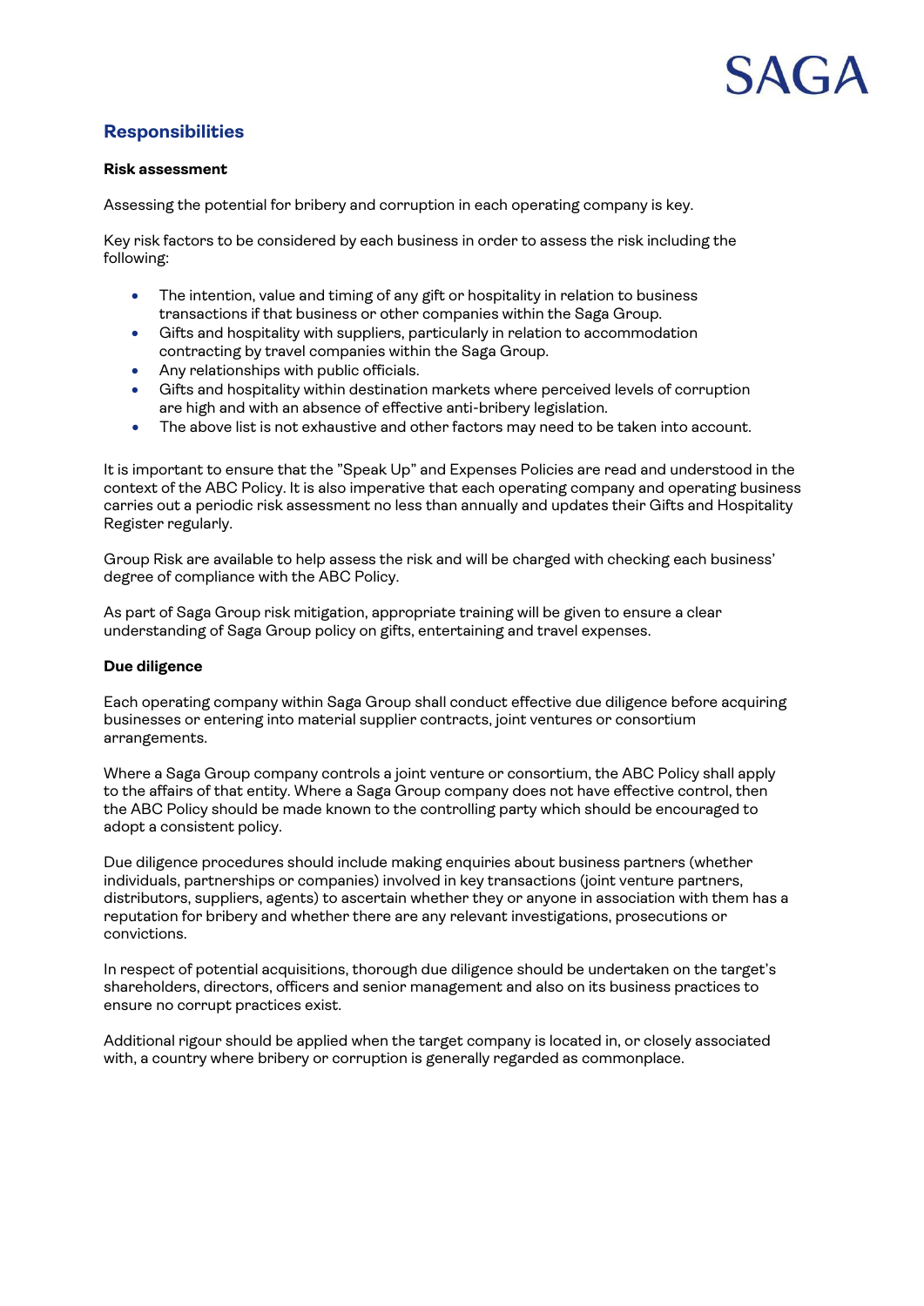## Responsibilities

**Risk assessment**

Assessing the potential for bribery and corruption in each operating company is key.

Key risk factors to be considered by each business in order to assess the risk including the following:

- The intention, value and timing of any gift or hospitality in relation to business transactions if that business or other companies within the Saga Group.
- Gifts and hospitality with suppliers, particularly in relation to accommodation contracting by travel companies within the Saga Group.
- Any relationships with public officials.
- Gifts and hospitality within destination markets where perceived levels of corruption are high and with an absence of effective anti-bribery legislation.
- The above list is not exhaustive and other factors may need to be taken into account.

It is important to ensure that the "Speak Up" and Expenses Policies are read and understood in the context of the ABC Policy. It is also imperative that each operating company and operating business carries out a periodic risk assessment no less than annually and updates their Gifts and Hospitality Register regularly.

Group Risk are available to help assess the risk and will be charged with checking each business' degree of compliance with the ABC Policy.

As part of Saga Group risk mitigation, appropriate training will be given to ensure a clear understanding of Saga Group policy on gifts, entertaining and travel expenses.

**Due diligence**

Each operating company within Saga Group shall conduct effective due diligence before acquiring businesses or entering into material supplier contracts, joint ventures or consortium arrangements.

Where a Saga Group company controls a joint venture or consortium, the ABC Policy shall apply to the affairs of that entity. Where a Saga Group company does not have effective control, then the ABC Policy should be made known to the controlling party which should be encouraged to adopt a consistent policy.

Due diligence procedures should include making enquiries about business partners (whether individuals, partnerships or companies) involved in key transactions (joint venture partners, distributors, suppliers, agents) to ascertain whether they or anyone in association with them has a reputation for bribery and whether there are any relevant investigations, prosecutions or convictions.

In respect of potential acquisitions, thorough due diligence should be undertaken on the target's shareholders, directors, officers and senior management and also on its business practices to ensure no corrupt practices exist.

Additional rigour should be applied when the target company is located in, or closely associated with, a country where bribery or corruption is generally regarded as commonplace.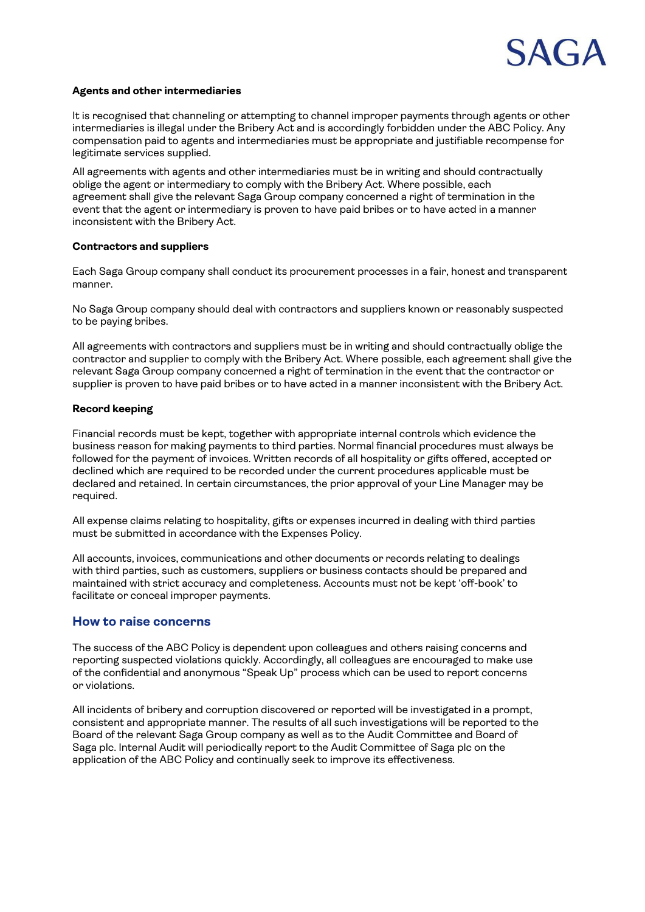**Agents and other intermediaries**

It is recognised that channeling or attempting to channel improper payments through agents or other intermediaries is illegal under the Bribery Act and is accordingly forbidden under the ABC Policy. Any compensation paid to agents and intermediaries must be appropriate and justifiable recompense for legitimate services supplied.

All agreements with agents and other intermediaries must be in writing and should contractually oblige the agent or intermediary to comply with the Bribery Act. Where possible, each agreement shall give the relevant Saga Group company concerned a right of termination in the event that the agent or intermediary is proven to have paid bribes or to have acted in a manner inconsistent with the Bribery Act.

**Contractors and suppliers**

Each Saga Group company shall conduct its procurement processes in a fair, honest and transparent manner.

No Saga Group company should deal with contractors and suppliers known or reasonably suspected to be paying bribes.

All agreements with contractors and suppliers must be in writing and should contractually oblige the contractor and supplier to comply with the Bribery Act. Where possible, each agreement shall give the relevant Saga Group company concerned a right of termination in the event that the contractor or supplier is proven to have paid bribes or to have acted in a manner inconsistent with the Bribery Act.

**Record keeping**

Financial records must be kept, together with appropriate internal controls which evidence the business reason for making payments to third parties. Normal financial procedures must always be followed for the payment of invoices. Written records of all hospitality or gifts offered, accepted or declined which are required to be recorded under the current procedures applicable must be declared and retained. In certain circumstances, the prior approval of your Line Manager may be required.

All expense claims relating to hospitality, gifts or expenses incurred in dealing with third parties must be submitted in accordance with the Expenses Policy.

All accounts, invoices, communications and other documents or records relating to dealings with third parties, such as customers, suppliers or business contacts should be prepared and maintained with strict accuracy and completeness. Accounts must not be kept 'off-book' to facilitate or conceal improper payments.

## How to raise concerns

The success of the ABC Policy is dependent upon colleagues and others raising concerns and reporting suspected violations quickly. Accordingly, all colleagues are encouraged to make use of the confidential and anonymous "Speak Up" process which can be used to report concerns or violations.

All incidents of bribery and corruption discovered or reported will be investigated in a prompt, consistent and appropriate manner. The results of all such investigations will be reported to the Board of the relevant Saga Group company as well as to the Audit Committee and Board of Saga plc. Internal Audit will periodically report to the Audit Committee of Saga plc on the application of the ABC Policy and continually seek to improve its effectiveness.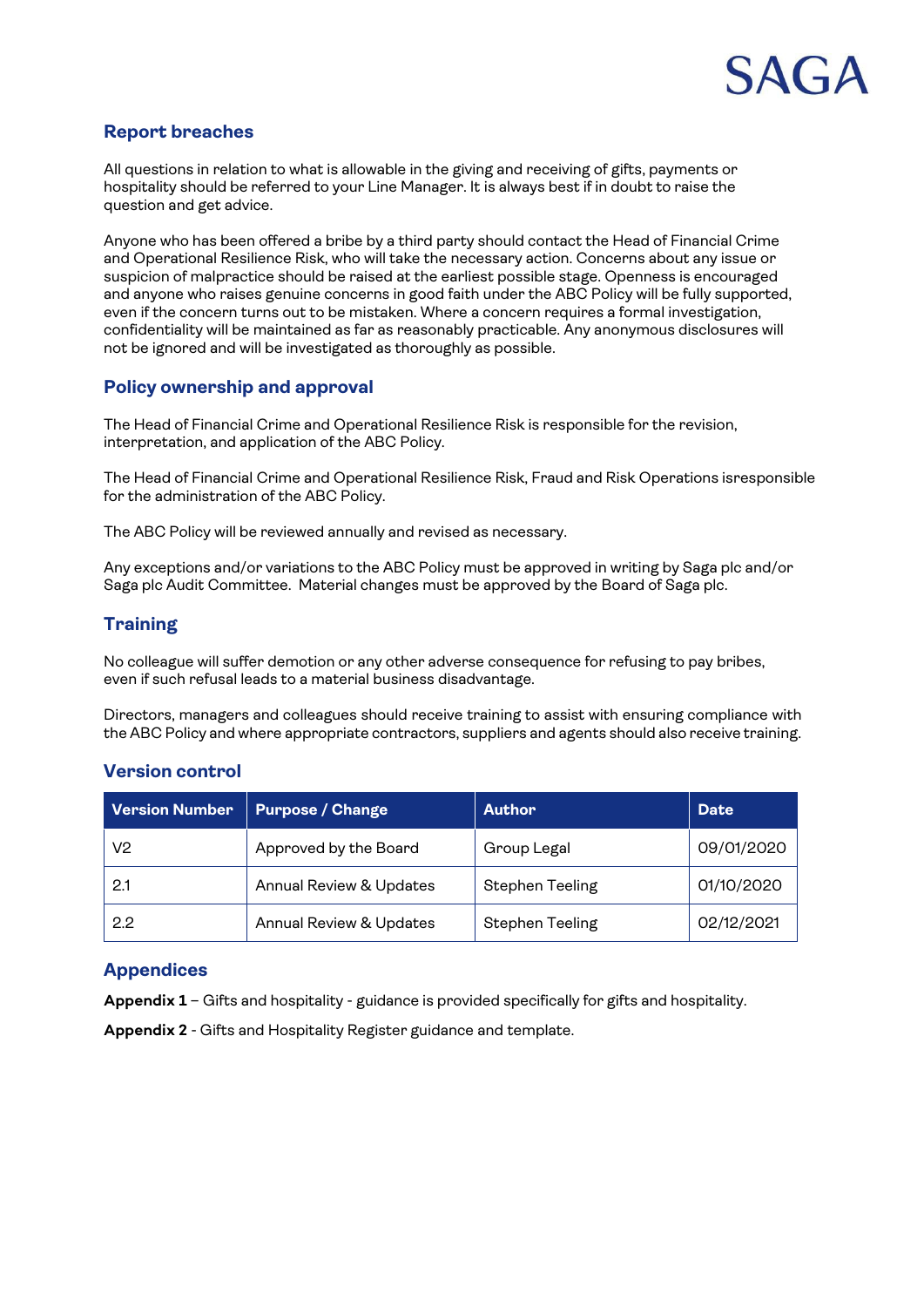## Report breaches

All questions in relation to what is allowable in the giving and receiving of gifts, payments or hospitality should be referred to your Line Manager. It is always best if in doubt to raise the question and get advice.

Anyone who has been offered a bribe by a third party should contact the Head of Financial Crime and Operational Resilience Risk, who will take the necessary action. Concerns about any issue or suspicion of malpractice should be raised at the earliest possible stage. Openness is encouraged and anyone who raises genuine concerns in good faith under the ABC Policy will be fully supported, even if the concern turns out to be mistaken. Where a concern requires a formal investigation, confidentiality will be maintained as far as reasonably practicable. Any anonymous disclosures will not be ignored and will be investigated as thoroughly as possible.

## Policy ownership and approval

The Head of Financial Crime and Operational Resilience Risk is responsible for the revision, interpretation, and application of the ABC Policy.

The Head of Financial Crime and Operational Resilience Risk, Fraud and Risk Operations isresponsible for the administration of the ABC Policy.

The ABC Policy will be reviewed annually and revised as necessary.

Any exceptions and/or variations to the ABC Policy must be approved in writing by Saga plc and/or Saga plc Audit Committee. Material changes must be approved by the Board of Saga plc.

## Training

No colleague will suffer demotion or any other adverse consequence for refusing to pay bribes, even if such refusal leads to a material business disadvantage.

Directors, managers and colleagues should receive training to assist with ensuring compliance with the ABC Policy and where appropriate contractors, suppliers and agents should also receive training.

## Version control

| Version Number | Purpose / Change | Author | Date |
|---|---|---|---|
| V2 | Approved by the Board | Group Legal | 09/01/2020 |
| 2.1 | Annual Review & Updates | Stephen Teeling | 01/10/2020 |
| 2.2 | Annual Review & Updates | Stephen Teeling | 02/12/2021 |

## Appendices

**Appendix 1** – Gifts and hospitality - guidance is provided specifically for gifts and hospitality.

**Appendix 2** - Gifts and Hospitality Register guidance and template.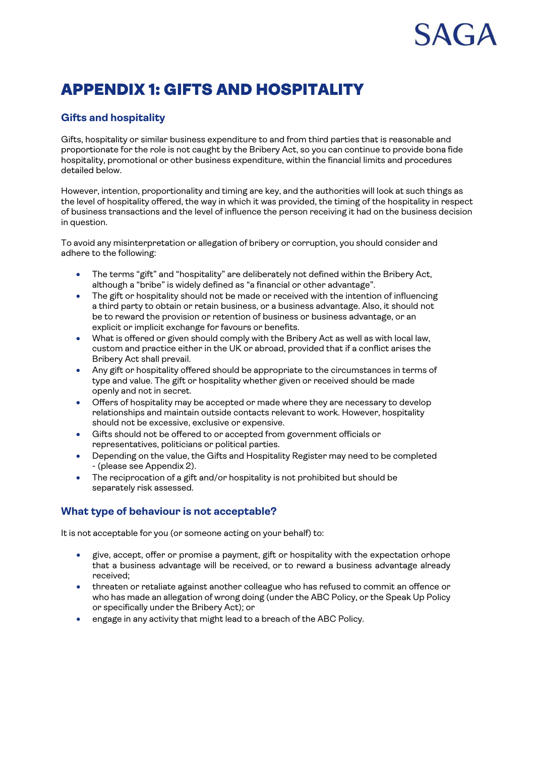# APPENDIX 1: GIFTS AND HOSPITALITY

## Gifts and hospitality

Gifts, hospitality or similar business expenditure to and from third parties that is reasonable and proportionate for the role is not caught by the Bribery Act, so you can continue to provide bona fide hospitality, promotional or other business expenditure, within the financial limits and procedures detailed below.

However, intention, proportionality and timing are key, and the authorities will look at such things as the level of hospitality offered, the way in which it was provided, the timing of the hospitality in respect of business transactions and the level of influence the person receiving it had on the business decision in question.

To avoid any misinterpretation or allegation of bribery or corruption, you should consider and adhere to the following:

- The terms "gift" and "hospitality" are deliberately not defined within the Bribery Act, although a "bribe" is widely defined as "a financial or other advantage".
- The gift or hospitality should not be made or received with the intention of influencing a third party to obtain or retain business, or a business advantage. Also, it should not be to reward the provision or retention of business or business advantage, or an explicit or implicit exchange for favours or benefits.
- What is offered or given should comply with the Bribery Act as well as with local law, custom and practice either in the UK or abroad, provided that if a conflict arises the Bribery Act shall prevail.
- Any gift or hospitality offered should be appropriate to the circumstances in terms of type and value. The gift or hospitality whether given or received should be made openly and not in secret.
- Offers of hospitality may be accepted or made where they are necessary to develop relationships and maintain outside contacts relevant to work. However, hospitality should not be excessive, exclusive or expensive.
- Gifts should not be offered to or accepted from government officials or representatives, politicians or political parties.
- Depending on the value, the Gifts and Hospitality Register may need to be completed - (please see Appendix 2).
- The reciprocation of a gift and/or hospitality is not prohibited but should be separately risk assessed.

## What type of behaviour is not acceptable?

It is not acceptable for you (or someone acting on your behalf) to:

- give, accept, offer or promise a payment, gift or hospitality with the expectation orhope that a business advantage will be received, or to reward a business advantage already received;
- threaten or retaliate against another colleague who has refused to commit an offence or who has made an allegation of wrong doing (under the ABC Policy, or the Speak Up Policy or specifically under the Bribery Act); or
- engage in any activity that might lead to a breach of the ABC Policy.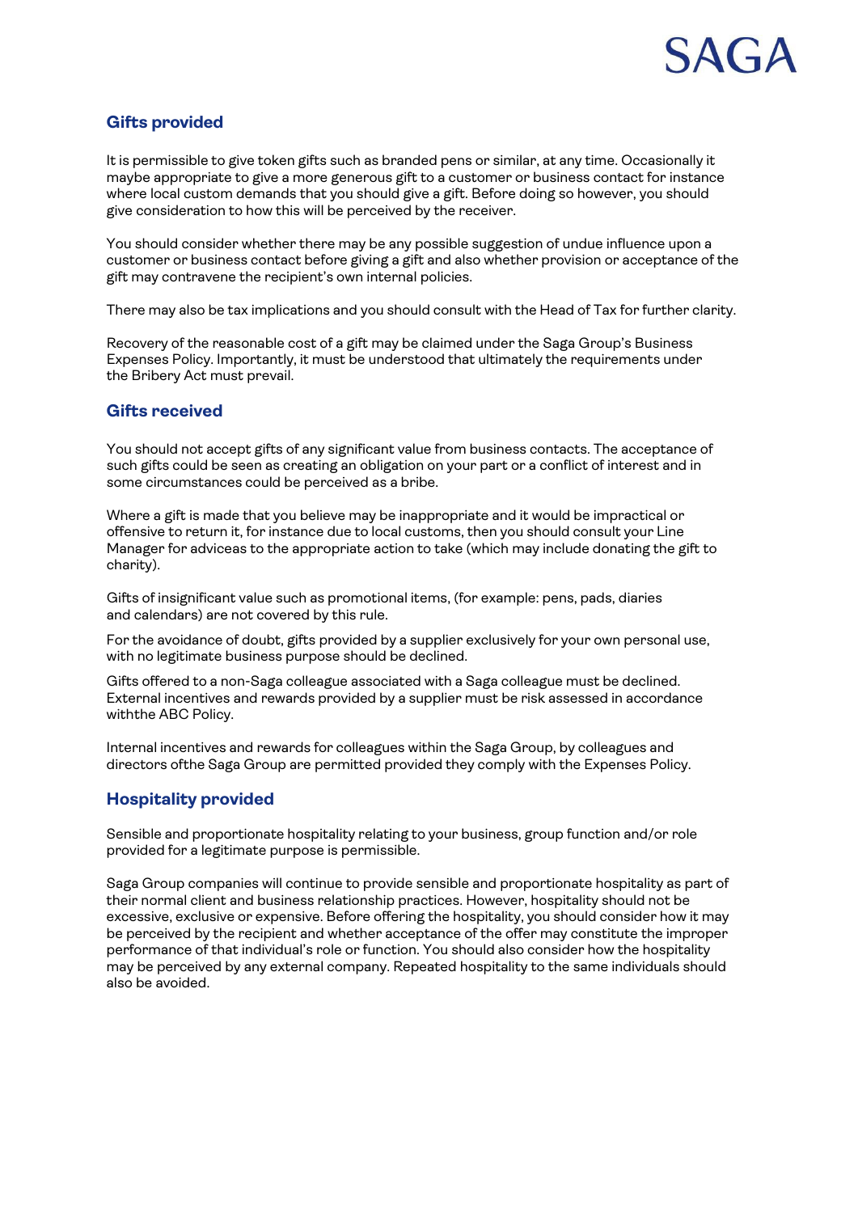## Gifts provided

It is permissible to give token gifts such as branded pens or similar, at any time. Occasionally it maybe appropriate to give a more generous gift to a customer or business contact for instance where local custom demands that you should give a gift. Before doing so however, you should give consideration to how this will be perceived by the receiver.

You should consider whether there may be any possible suggestion of undue influence upon a customer or business contact before giving a gift and also whether provision or acceptance of the gift may contravene the recipient's own internal policies.

There may also be tax implications and you should consult with the Head of Tax for further clarity.

Recovery of the reasonable cost of a gift may be claimed under the Saga Group's Business Expenses Policy. Importantly, it must be understood that ultimately the requirements under the Bribery Act must prevail.

## Gifts received

You should not accept gifts of any significant value from business contacts. The acceptance of such gifts could be seen as creating an obligation on your part or a conflict of interest and in some circumstances could be perceived as a bribe.

Where a gift is made that you believe may be inappropriate and it would be impractical or offensive to return it, for instance due to local customs, then you should consult your Line Manager for adviceas to the appropriate action to take (which may include donating the gift to charity).

Gifts of insignificant value such as promotional items, (for example: pens, pads, diaries and calendars) are not covered by this rule.

For the avoidance of doubt, gifts provided by a supplier exclusively for your own personal use, with no legitimate business purpose should be declined.

Gifts offered to a non-Saga colleague associated with a Saga colleague must be declined. External incentives and rewards provided by a supplier must be risk assessed in accordance withthe ABC Policy.

Internal incentives and rewards for colleagues within the Saga Group, by colleagues and directors ofthe Saga Group are permitted provided they comply with the Expenses Policy.

## Hospitality provided

Sensible and proportionate hospitality relating to your business, group function and/or role provided for a legitimate purpose is permissible.

Saga Group companies will continue to provide sensible and proportionate hospitality as part of their normal client and business relationship practices. However, hospitality should not be excessive, exclusive or expensive. Before offering the hospitality, you should consider how it may be perceived by the recipient and whether acceptance of the offer may constitute the improper performance of that individual's role or function. You should also consider how the hospitality may be perceived by any external company. Repeated hospitality to the same individuals should also be avoided.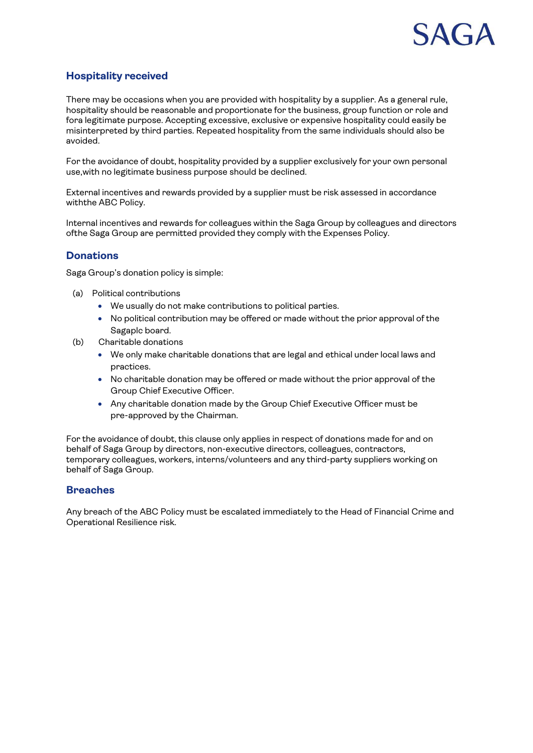## Hospitality received

There may be occasions when you are provided with hospitality by a supplier. As a general rule, hospitality should be reasonable and proportionate for the business, group function or role and fora legitimate purpose. Accepting excessive, exclusive or expensive hospitality could easily be misinterpreted by third parties. Repeated hospitality from the same individuals should also be avoided.

For the avoidance of doubt, hospitality provided by a supplier exclusively for your own personal use,with no legitimate business purpose should be declined.

External incentives and rewards provided by a supplier must be risk assessed in accordance withthe ABC Policy.

Internal incentives and rewards for colleagues within the Saga Group by colleagues and directors ofthe Saga Group are permitted provided they comply with the Expenses Policy.

## Donations

Saga Group's donation policy is simple:

(a) Political contributions
- We usually do not make contributions to political parties.
- No political contribution may be offered or made without the prior approval of the Sagaplc board.

(b) Charitable donations
- We only make charitable donations that are legal and ethical under local laws and practices.
- No charitable donation may be offered or made without the prior approval of the Group Chief Executive Officer.
- Any charitable donation made by the Group Chief Executive Officer must be pre-approved by the Chairman.

For the avoidance of doubt, this clause only applies in respect of donations made for and on behalf of Saga Group by directors, non-executive directors, colleagues, contractors, temporary colleagues, workers, interns/volunteers and any third-party suppliers working on behalf of Saga Group.

## Breaches

Any breach of the ABC Policy must be escalated immediately to the Head of Financial Crime and Operational Resilience risk.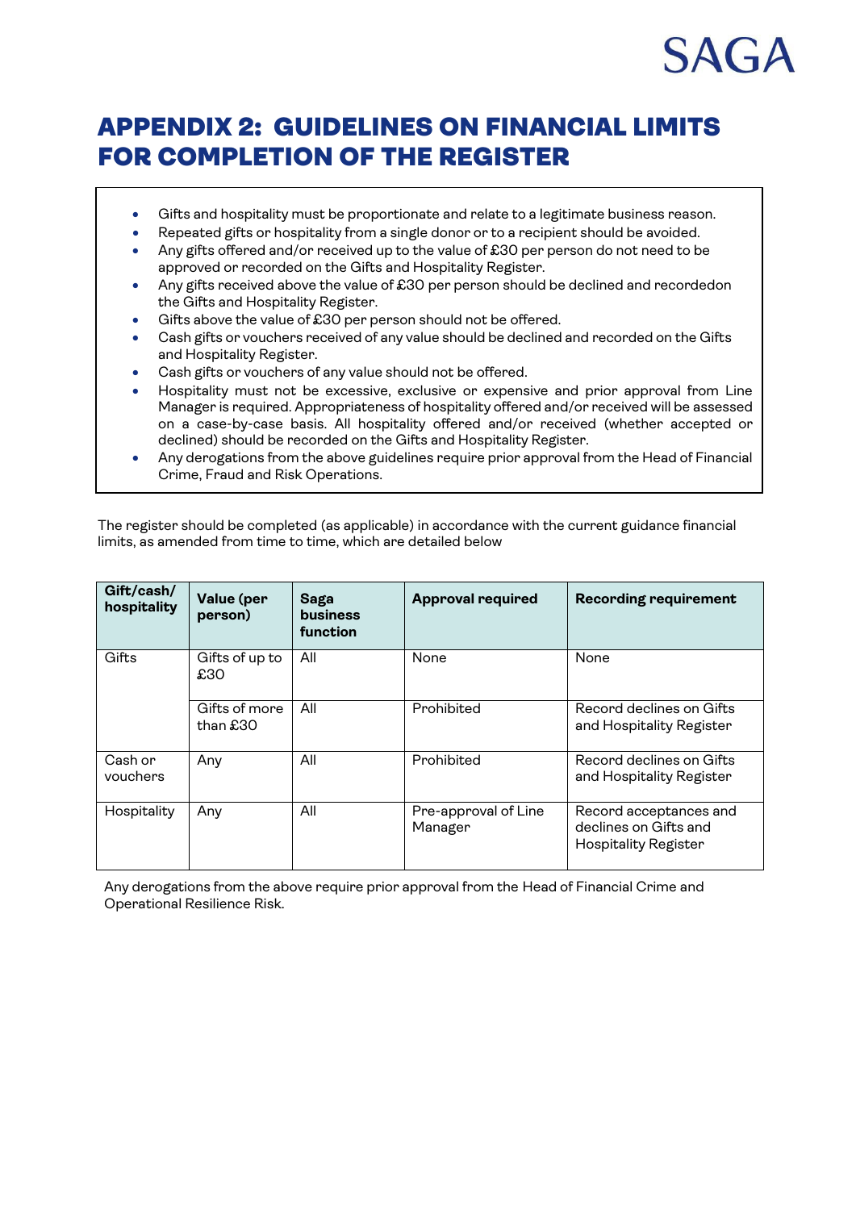# APPENDIX 2: GUIDELINES ON FINANCIAL LIMITS FOR COMPLETION OF THE REGISTER

- Gifts and hospitality must be proportionate and relate to a legitimate business reason.
- Repeated gifts or hospitality from a single donor or to a recipient should be avoided.
- Any gifts offered and/or received up to the value of £30 per person do not need to be approved or recorded on the Gifts and Hospitality Register.
- Any gifts received above the value of £30 per person should be declined and recordedon the Gifts and Hospitality Register.
- Gifts above the value of £30 per person should not be offered.
- Cash gifts or vouchers received of any value should be declined and recorded on the Gifts and Hospitality Register.
- Cash gifts or vouchers of any value should not be offered.
- Hospitality must not be excessive, exclusive or expensive and prior approval from Line Manager is required. Appropriateness of hospitality offered and/or received will be assessed on a case-by-case basis. All hospitality offered and/or received (whether accepted or declined) should be recorded on the Gifts and Hospitality Register.
- Any derogations from the above guidelines require prior approval from the Head of Financial Crime, Fraud and Risk Operations.

The register should be completed (as applicable) in accordance with the current guidance financial limits, as amended from time to time, which are detailed below

| Gift/cash/ hospitality | Value (per person) | Saga business function | Approval required | Recording requirement |
|---|---|---|---|---|
| Gifts | Gifts of up to £30 | All | None | None |
| | Gifts of more than £30 | All | Prohibited | Record declines on Gifts and Hospitality Register |
| Cash or vouchers | Any | All | Prohibited | Record declines on Gifts and Hospitality Register |
| Hospitality | Any | All | Pre-approval of Line Manager | Record acceptances and declines on Gifts and Hospitality Register |

Any derogations from the above require prior approval from the Head of Financial Crime and Operational Resilience Risk.